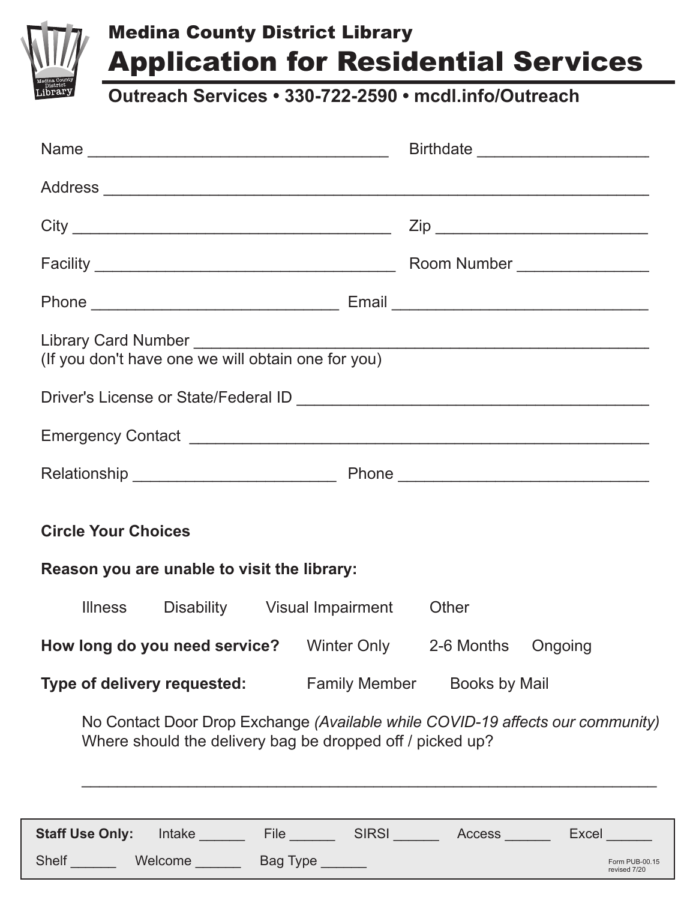# Medina County District Library

## Application for Residential Services

**Outreach Services • 330-722-2590 • mcdl.info/Outreach**

Name ________________________________ Birthdate __________________

Address ____________________________________________________________

City __________________________________ Zip _______________________

Facility ________________________________ Room Number ______________

Phone ___________________________ Email ___________________________

Library Card Number ________________________________________________
(If you don't have one we will obtain one for you)

Driver's License or State/Federal ID ______________________________________

Emergency Contact __________________________________________________

Relationship ______________________ Phone ___________________________

**Circle Your Choices**

**Reason you are unable to visit the library:**

Illness    Disability    Visual Impairment    Other

**How long do you need service?**    Winter Only    2-6 Months    Ongoing

**Type of delivery requested:**    Family Member    Books by Mail

No Contact Door Drop Exchange *(Available while COVID-19 affects our community)*
Where should the delivery bag be dropped off / picked up?

______________________________________________________________

**Staff Use Only:** Intake ______ File ______ SIRSI ______ Access ______ Excel ______
Shelf ______ Welcome ______ Bag Type ______

Form PUB-00.15
revised 7/20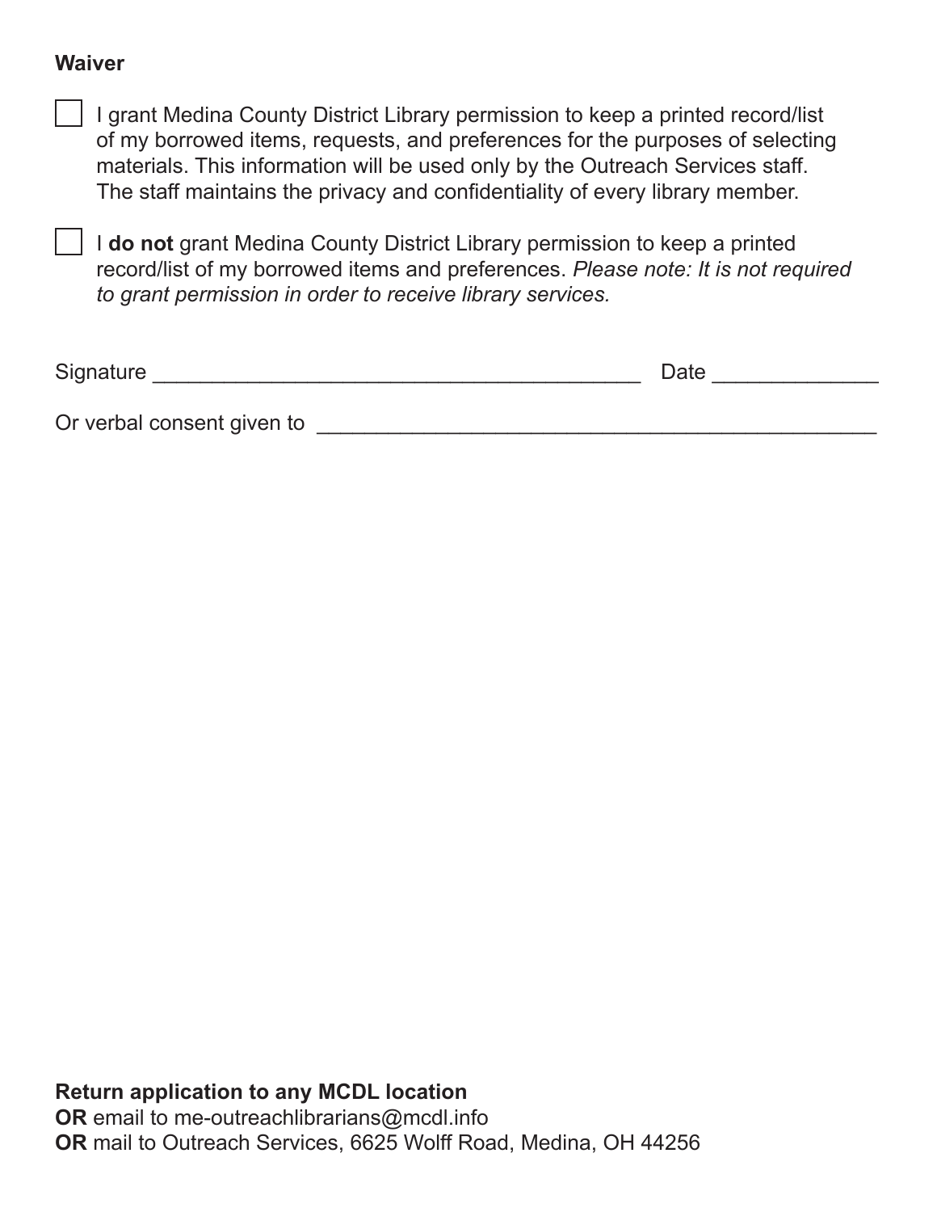**Waiver**

- [ ] I grant Medina County District Library permission to keep a printed record/list of my borrowed items, requests, and preferences for the purposes of selecting materials. This information will be used only by the Outreach Services staff. The staff maintains the privacy and confidentiality of every library member.

- [ ] I **do not** grant Medina County District Library permission to keep a printed record/list of my borrowed items and preferences. *Please note: It is not required to grant permission in order to receive library services.*

Signature ________________________________________ Date _____________

Or verbal consent given to ________________________________________________

**Return application to any MCDL location**
**OR** email to me-outreachlibrarians@mcdl.info
**OR** mail to Outreach Services, 6625 Wolff Road, Medina, OH 44256